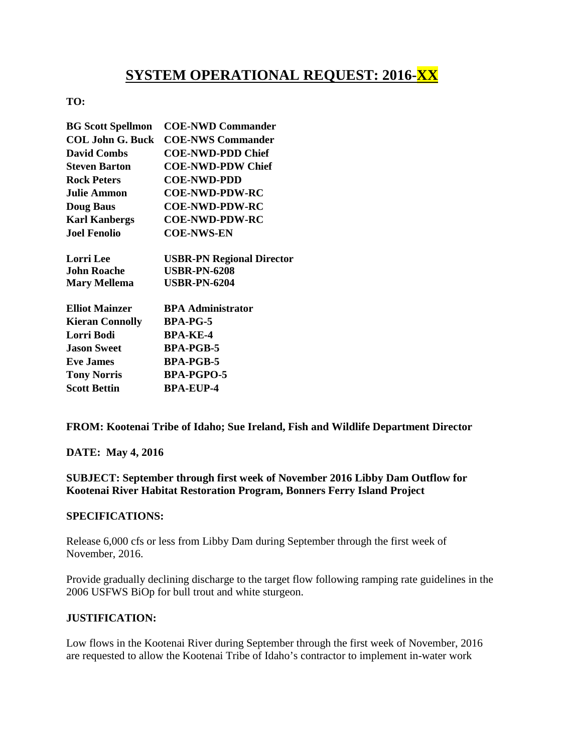# SYSTEM OPERATIONAL REQUEST: 2016-XX

**TO:**

| | |
|---|---|
| **BG Scott Spellmon** | **COE-NWD Commander** |
| **COL John G. Buck** | **COE-NWS Commander** |
| **David Combs** | **COE-NWD-PDD Chief** |
| **Steven Barton** | **COE-NWD-PDW Chief** |
| **Rock Peters** | **COE-NWD-PDD** |
| **Julie Ammon** | **COE-NWD-PDW-RC** |
| **Doug Baus** | **COE-NWD-PDW-RC** |
| **Karl Kanbergs** | **COE-NWD-PDW-RC** |
| **Joel Fenolio** | **COE-NWS-EN** |
| **Lorri Lee** | **USBR-PN Regional Director** |
| **John Roache** | **USBR-PN-6208** |
| **Mary Mellema** | **USBR-PN-6204** |
| **Elliot Mainzer** | **BPA Administrator** |
| **Kieran Connolly** | **BPA-PG-5** |
| **Lorri Bodi** | **BPA-KE-4** |
| **Jason Sweet** | **BPA-PGB-5** |
| **Eve James** | **BPA-PGB-5** |
| **Tony Norris** | **BPA-PGPO-5** |
| **Scott Bettin** | **BPA-EUP-4** |

**FROM: Kootenai Tribe of Idaho; Sue Ireland, Fish and Wildlife Department Director**

**DATE: May 4, 2016**

**SUBJECT: September through first week of November 2016 Libby Dam Outflow for Kootenai River Habitat Restoration Program, Bonners Ferry Island Project**

**SPECIFICATIONS:**

Release 6,000 cfs or less from Libby Dam during September through the first week of November, 2016.

Provide gradually declining discharge to the target flow following ramping rate guidelines in the 2006 USFWS BiOp for bull trout and white sturgeon.

**JUSTIFICATION:**

Low flows in the Kootenai River during September through the first week of November, 2016 are requested to allow the Kootenai Tribe of Idaho's contractor to implement in-water work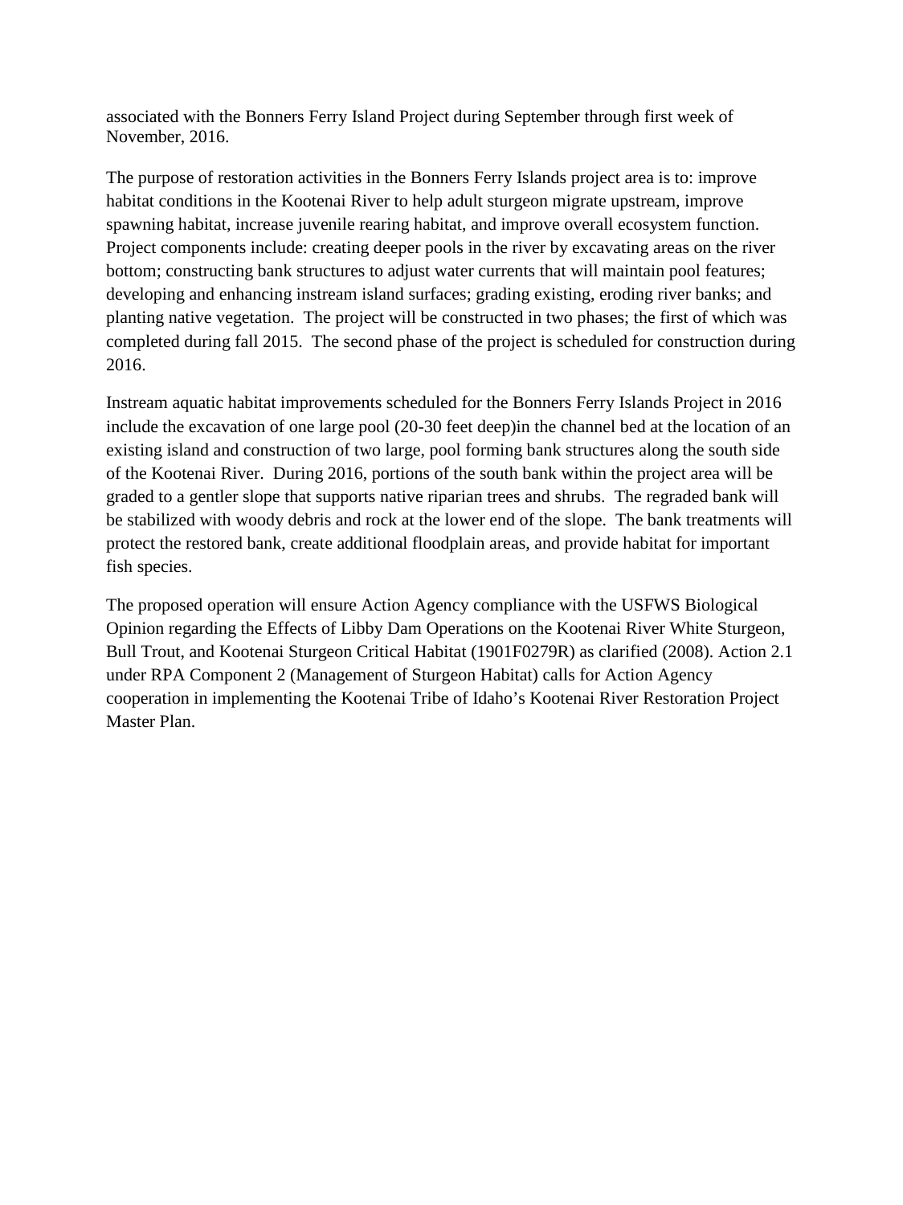associated with the Bonners Ferry Island Project during September through first week of November, 2016.

The purpose of restoration activities in the Bonners Ferry Islands project area is to: improve habitat conditions in the Kootenai River to help adult sturgeon migrate upstream, improve spawning habitat, increase juvenile rearing habitat, and improve overall ecosystem function. Project components include: creating deeper pools in the river by excavating areas on the river bottom; constructing bank structures to adjust water currents that will maintain pool features; developing and enhancing instream island surfaces; grading existing, eroding river banks; and planting native vegetation. The project will be constructed in two phases; the first of which was completed during fall 2015. The second phase of the project is scheduled for construction during 2016.

Instream aquatic habitat improvements scheduled for the Bonners Ferry Islands Project in 2016 include the excavation of one large pool (20-30 feet deep)in the channel bed at the location of an existing island and construction of two large, pool forming bank structures along the south side of the Kootenai River. During 2016, portions of the south bank within the project area will be graded to a gentler slope that supports native riparian trees and shrubs. The regraded bank will be stabilized with woody debris and rock at the lower end of the slope. The bank treatments will protect the restored bank, create additional floodplain areas, and provide habitat for important fish species.

The proposed operation will ensure Action Agency compliance with the USFWS Biological Opinion regarding the Effects of Libby Dam Operations on the Kootenai River White Sturgeon, Bull Trout, and Kootenai Sturgeon Critical Habitat (1901F0279R) as clarified (2008). Action 2.1 under RPA Component 2 (Management of Sturgeon Habitat) calls for Action Agency cooperation in implementing the Kootenai Tribe of Idaho's Kootenai River Restoration Project Master Plan.